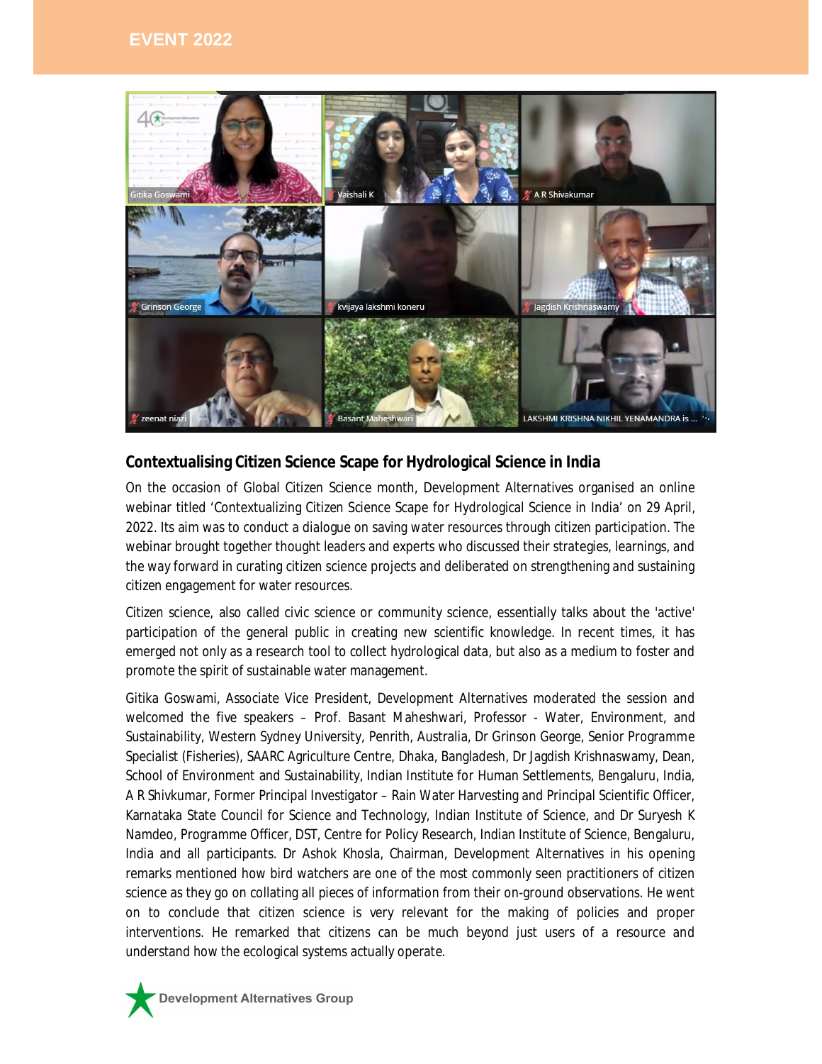## EVENT 2022

### Contextualising Citizen Science Scape for Hydrological Science in India

On the occasion of Global Citizen Science month, Development Alternatives organised an online webinar titled 'Contextualizing Citizen Science Scape for Hydrological Science in India' on 29 April, 2022. Its aim was to conduct a dialogue on saving water resources through citizen participation. The webinar brought together thought leaders and experts who discussed their strategies, learnings, and the way forward in curating citizen science projects and deliberated on strengthening and sustaining citizen engagement for water resources.

Citizen science, also called civic science or community science, essentially talks about the 'active' participation of the general public in creating new scientific knowledge. In recent times, it has emerged not only as a research tool to collect hydrological data, but also as a medium to foster and promote the spirit of sustainable water management.

Gitika Goswami, Associate Vice President, Development Alternatives moderated the session and welcomed the five speakers – Prof. Basant Maheshwari, Professor - Water, Environment, and Sustainability, Western Sydney University, Penrith, Australia, Dr Grinson George, Senior Programme Specialist (Fisheries), SAARC Agriculture Centre, Dhaka, Bangladesh, Dr Jagdish Krishnaswamy, Dean, School of Environment and Sustainability, Indian Institute for Human Settlements, Bengaluru, India, A R Shivkumar, Former Principal Investigator – Rain Water Harvesting and Principal Scientific Officer, Karnataka State Council for Science and Technology, Indian Institute of Science, and Dr Suryesh K Namdeo, Programme Officer, DST, Centre for Policy Research, Indian Institute of Science, Bengaluru, India and all participants. Dr Ashok Khosla, Chairman, Development Alternatives in his opening remarks mentioned how bird watchers are one of the most commonly seen practitioners of citizen science as they go on collating all pieces of information from their on-ground observations. He went on to conclude that citizen science is very relevant for the making of policies and proper interventions. He remarked that citizens can be much beyond just users of a resource and understand how the ecological systems actually operate.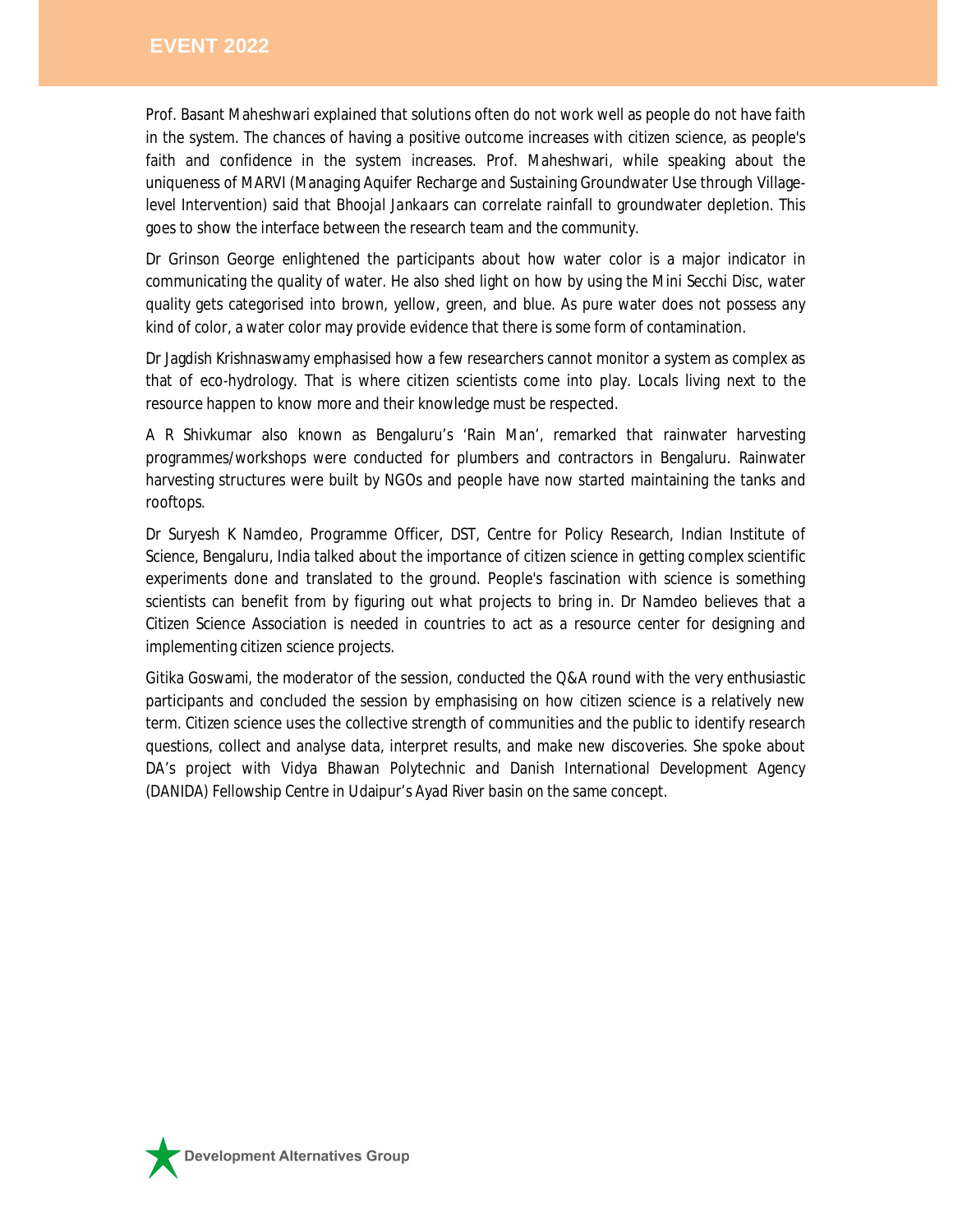Prof. Basant Maheshwari explained that solutions often do not work well as people do not have faith in the system. The chances of having a positive outcome increases with citizen science, as people's faith and confidence in the system increases. Prof. Maheshwari, while speaking about the uniqueness of MARVI (Managing Aquifer Recharge and Sustaining Groundwater Use through Village-level Intervention) said that Bhoojal Jankaars can correlate rainfall to groundwater depletion. This goes to show the interface between the research team and the community.

Dr Grinson George enlightened the participants about how water color is a major indicator in communicating the quality of water. He also shed light on how by using the Mini Secchi Disc, water quality gets categorised into brown, yellow, green, and blue. As pure water does not possess any kind of color, a water color may provide evidence that there is some form of contamination.

Dr Jagdish Krishnaswamy emphasised how a few researchers cannot monitor a system as complex as that of eco-hydrology. That is where citizen scientists come into play. Locals living next to the resource happen to know more and their knowledge must be respected.

A R Shivkumar also known as Bengaluru's 'Rain Man', remarked that rainwater harvesting programmes/workshops were conducted for plumbers and contractors in Bengaluru. Rainwater harvesting structures were built by NGOs and people have now started maintaining the tanks and rooftops.

Dr Suryesh K Namdeo, Programme Officer, DST, Centre for Policy Research, Indian Institute of Science, Bengaluru, India talked about the importance of citizen science in getting complex scientific experiments done and translated to the ground. People's fascination with science is something scientists can benefit from by figuring out what projects to bring in. Dr Namdeo believes that a Citizen Science Association is needed in countries to act as a resource center for designing and implementing citizen science projects.

Gitika Goswami, the moderator of the session, conducted the Q&A round with the very enthusiastic participants and concluded the session by emphasising on how citizen science is a relatively new term. Citizen science uses the collective strength of communities and the public to identify research questions, collect and analyse data, interpret results, and make new discoveries. She spoke about DA's project with Vidya Bhawan Polytechnic and Danish International Development Agency (DANIDA) Fellowship Centre in Udaipur's Ayad River basin on the same concept.